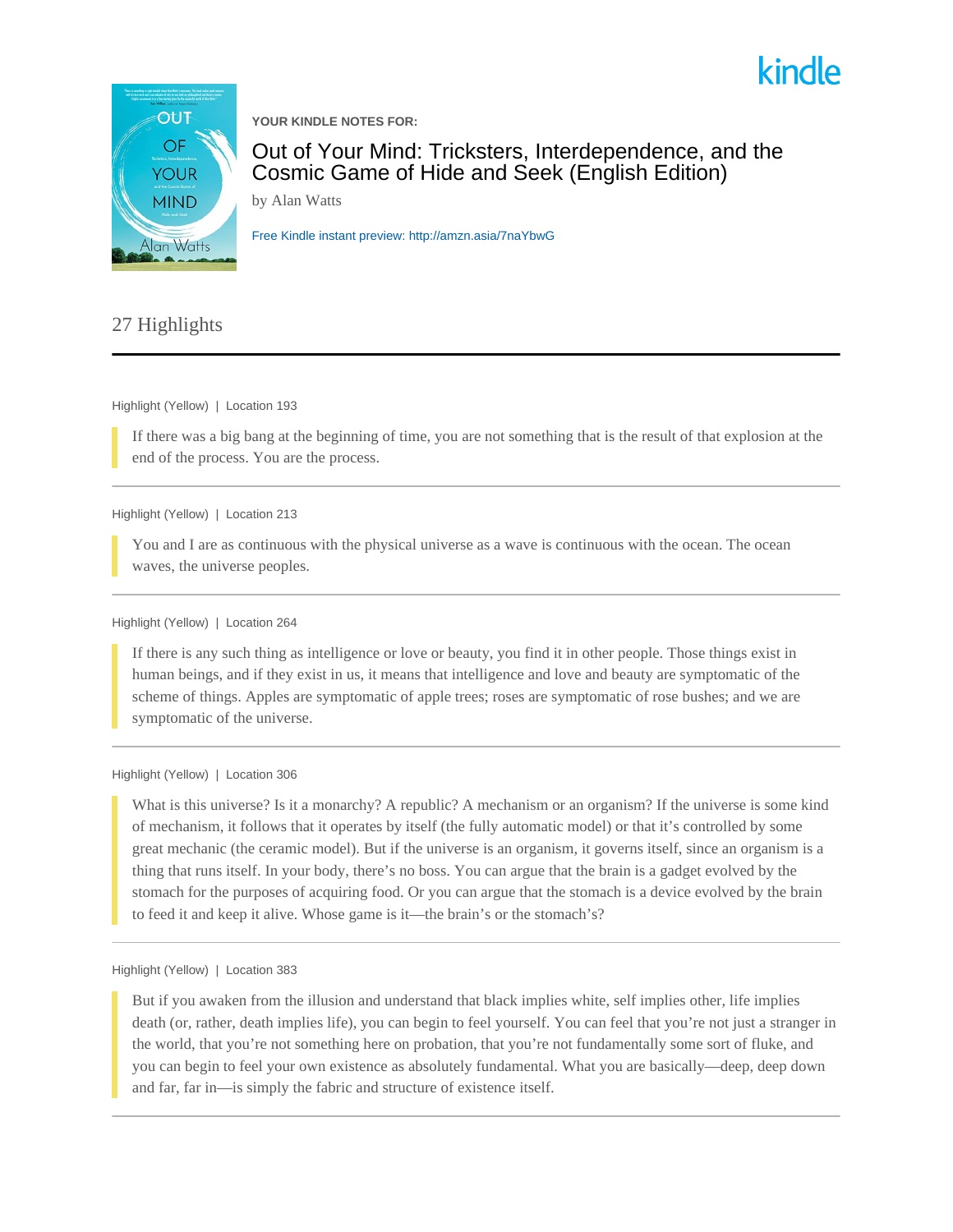kindle

YOUR KINDLE NOTES FOR:

# Out of Your Mind: Tricksters, Interdependence, and the Cosmic Game of Hide and Seek (English Edition)

by Alan Watts

Free Kindle instant preview: http://amzn.asia/7naYbwG

## 27 Highlights

---

Highlight (Yellow) | Location 193

> If there was a big bang at the beginning of time, you are not something that is the result of that explosion at the end of the process. You are the process.

---

Highlight (Yellow) | Location 213

> You and I are as continuous with the physical universe as a wave is continuous with the ocean. The ocean waves, the universe peoples.

---

Highlight (Yellow) | Location 264

> If there is any such thing as intelligence or love or beauty, you find it in other people. Those things exist in human beings, and if they exist in us, it means that intelligence and love and beauty are symptomatic of the scheme of things. Apples are symptomatic of apple trees; roses are symptomatic of rose bushes; and we are symptomatic of the universe.

---

Highlight (Yellow) | Location 306

> What is this universe? Is it a monarchy? A republic? A mechanism or an organism? If the universe is some kind of mechanism, it follows that it operates by itself (the fully automatic model) or that it's controlled by some great mechanic (the ceramic model). But if the universe is an organism, it governs itself, since an organism is a thing that runs itself. In your body, there's no boss. You can argue that the brain is a gadget evolved by the stomach for the purposes of acquiring food. Or you can argue that the stomach is a device evolved by the brain to feed it and keep it alive. Whose game is it—the brain's or the stomach's?

---

Highlight (Yellow) | Location 383

> But if you awaken from the illusion and understand that black implies white, self implies other, life implies death (or, rather, death implies life), you can begin to feel yourself. You can feel that you're not just a stranger in the world, that you're not something here on probation, that you're not fundamentally some sort of fluke, and you can begin to feel your own existence as absolutely fundamental. What you are basically—deep, deep down and far, far in—is simply the fabric and structure of existence itself.

---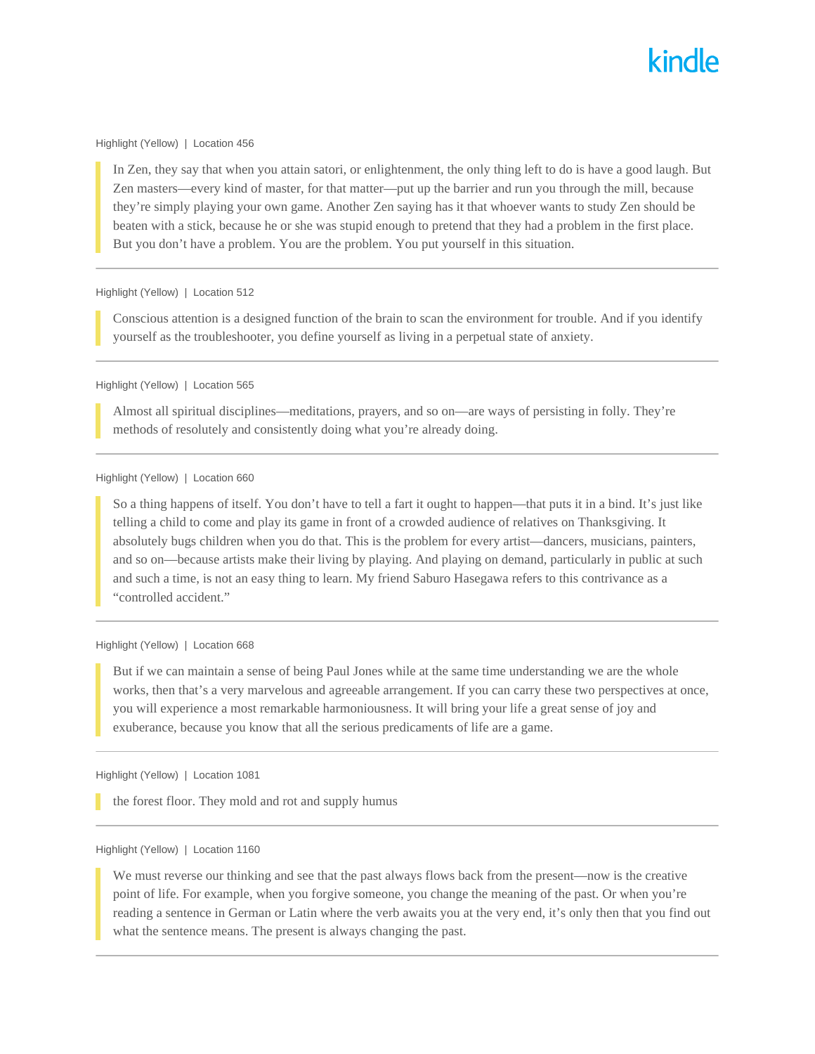Highlight (Yellow) | Location 456

> In Zen, they say that when you attain satori, or enlightenment, the only thing left to do is have a good laugh. But Zen masters—every kind of master, for that matter—put up the barrier and run you through the mill, because they're simply playing your own game. Another Zen saying has it that whoever wants to study Zen should be beaten with a stick, because he or she was stupid enough to pretend that they had a problem in the first place. But you don't have a problem. You are the problem. You put yourself in this situation.

---

Highlight (Yellow) | Location 512

> Conscious attention is a designed function of the brain to scan the environment for trouble. And if you identify yourself as the troubleshooter, you define yourself as living in a perpetual state of anxiety.

---

Highlight (Yellow) | Location 565

> Almost all spiritual disciplines—meditations, prayers, and so on—are ways of persisting in folly. They're methods of resolutely and consistently doing what you're already doing.

---

Highlight (Yellow) | Location 660

> So a thing happens of itself. You don't have to tell a fart it ought to happen—that puts it in a bind. It's just like telling a child to come and play its game in front of a crowded audience of relatives on Thanksgiving. It absolutely bugs children when you do that. This is the problem for every artist—dancers, musicians, painters, and so on—because artists make their living by playing. And playing on demand, particularly in public at such and such a time, is not an easy thing to learn. My friend Saburo Hasegawa refers to this contrivance as a "controlled accident."

---

Highlight (Yellow) | Location 668

> But if we can maintain a sense of being Paul Jones while at the same time understanding we are the whole works, then that's a very marvelous and agreeable arrangement. If you can carry these two perspectives at once, you will experience a most remarkable harmoniousness. It will bring your life a great sense of joy and exuberance, because you know that all the serious predicaments of life are a game.

---

Highlight (Yellow) | Location 1081

> the forest floor. They mold and rot and supply humus

---

Highlight (Yellow) | Location 1160

> We must reverse our thinking and see that the past always flows back from the present—now is the creative point of life. For example, when you forgive someone, you change the meaning of the past. Or when you're reading a sentence in German or Latin where the verb awaits you at the very end, it's only then that you find out what the sentence means. The present is always changing the past.

---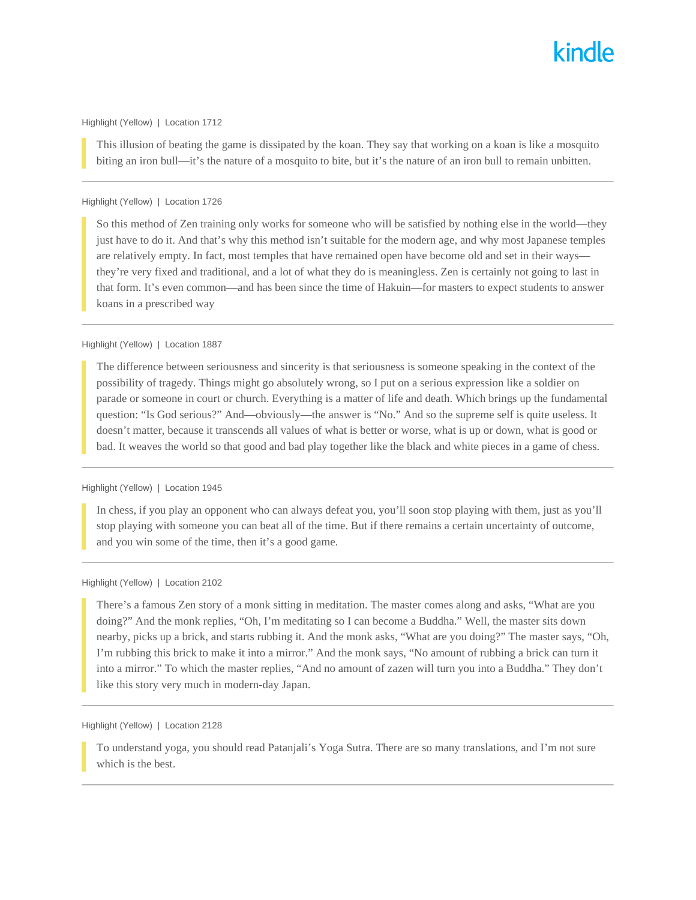Highlight (Yellow) | Location 1712

> This illusion of beating the game is dissipated by the koan. They say that working on a koan is like a mosquito biting an iron bull—it's the nature of a mosquito to bite, but it's the nature of an iron bull to remain unbitten.

---

Highlight (Yellow) | Location 1726

> So this method of Zen training only works for someone who will be satisfied by nothing else in the world—they just have to do it. And that's why this method isn't suitable for the modern age, and why most Japanese temples are relatively empty. In fact, most temples that have remained open have become old and set in their ways—they're very fixed and traditional, and a lot of what they do is meaningless. Zen is certainly not going to last in that form. It's even common—and has been since the time of Hakuin—for masters to expect students to answer koans in a prescribed way

---

Highlight (Yellow) | Location 1887

> The difference between seriousness and sincerity is that seriousness is someone speaking in the context of the possibility of tragedy. Things might go absolutely wrong, so I put on a serious expression like a soldier on parade or someone in court or church. Everything is a matter of life and death. Which brings up the fundamental question: "Is God serious?" And—obviously—the answer is "No." And so the supreme self is quite useless. It doesn't matter, because it transcends all values of what is better or worse, what is up or down, what is good or bad. It weaves the world so that good and bad play together like the black and white pieces in a game of chess.

---

Highlight (Yellow) | Location 1945

> In chess, if you play an opponent who can always defeat you, you'll soon stop playing with them, just as you'll stop playing with someone you can beat all of the time. But if there remains a certain uncertainty of outcome, and you win some of the time, then it's a good game.

---

Highlight (Yellow) | Location 2102

> There's a famous Zen story of a monk sitting in meditation. The master comes along and asks, "What are you doing?" And the monk replies, "Oh, I'm meditating so I can become a Buddha." Well, the master sits down nearby, picks up a brick, and starts rubbing it. And the monk asks, "What are you doing?" The master says, "Oh, I'm rubbing this brick to make it into a mirror." And the monk says, "No amount of rubbing a brick can turn it into a mirror." To which the master replies, "And no amount of zazen will turn you into a Buddha." They don't like this story very much in modern-day Japan.

---

Highlight (Yellow) | Location 2128

> To understand yoga, you should read Patanjali's Yoga Sutra. There are so many translations, and I'm not sure which is the best.

---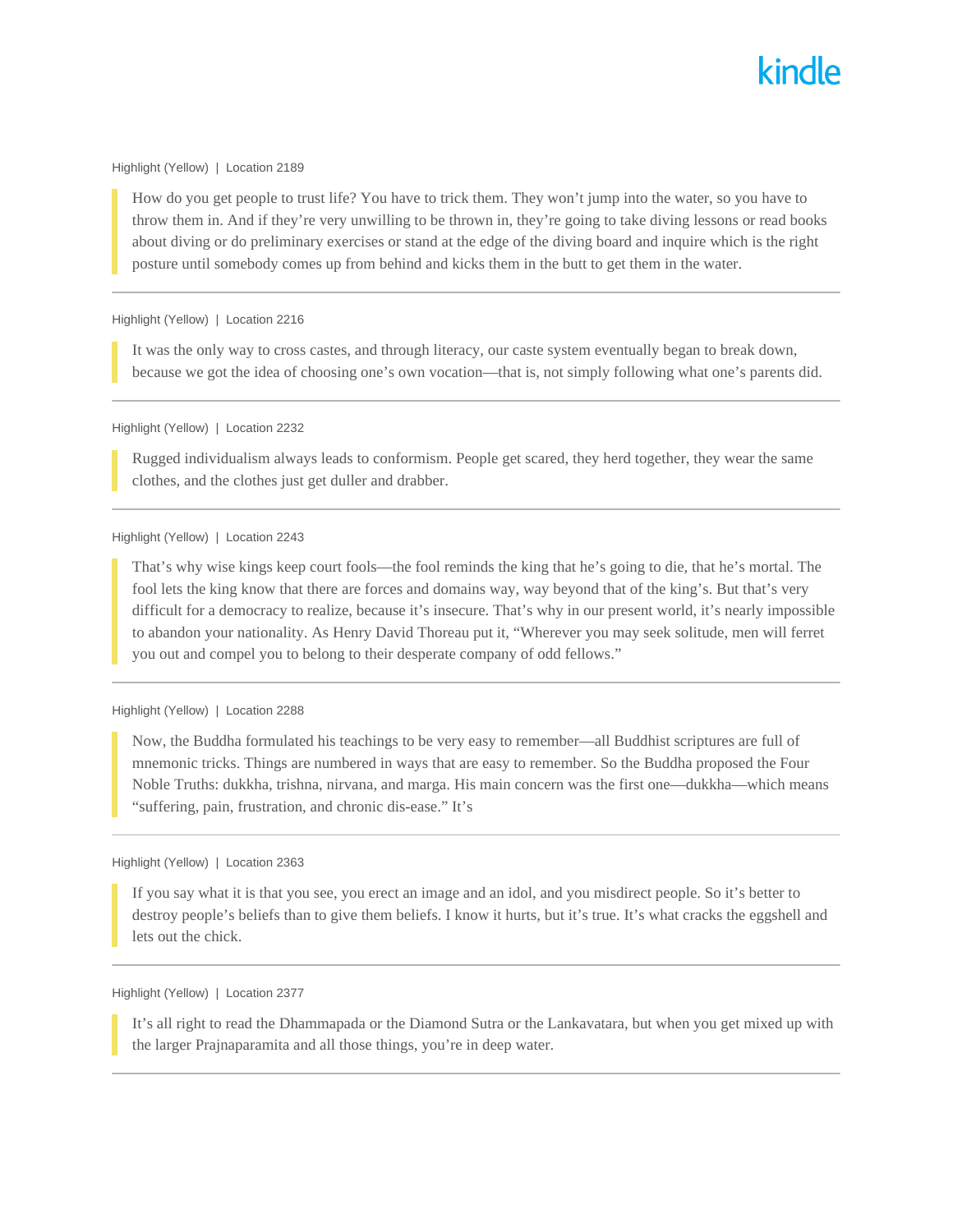Highlight (Yellow) | Location 2189

> How do you get people to trust life? You have to trick them. They won't jump into the water, so you have to throw them in. And if they're very unwilling to be thrown in, they're going to take diving lessons or read books about diving or do preliminary exercises or stand at the edge of the diving board and inquire which is the right posture until somebody comes up from behind and kicks them in the butt to get them in the water.

---

Highlight (Yellow) | Location 2216

> It was the only way to cross castes, and through literacy, our caste system eventually began to break down, because we got the idea of choosing one's own vocation—that is, not simply following what one's parents did.

---

Highlight (Yellow) | Location 2232

> Rugged individualism always leads to conformism. People get scared, they herd together, they wear the same clothes, and the clothes just get duller and drabber.

---

Highlight (Yellow) | Location 2243

> That's why wise kings keep court fools—the fool reminds the king that he's going to die, that he's mortal. The fool lets the king know that there are forces and domains way, way beyond that of the king's. But that's very difficult for a democracy to realize, because it's insecure. That's why in our present world, it's nearly impossible to abandon your nationality. As Henry David Thoreau put it, "Wherever you may seek solitude, men will ferret you out and compel you to belong to their desperate company of odd fellows."

---

Highlight (Yellow) | Location 2288

> Now, the Buddha formulated his teachings to be very easy to remember—all Buddhist scriptures are full of mnemonic tricks. Things are numbered in ways that are easy to remember. So the Buddha proposed the Four Noble Truths: dukkha, trishna, nirvana, and marga. His main concern was the first one—dukkha—which means "suffering, pain, frustration, and chronic dis-ease." It's

---

Highlight (Yellow) | Location 2363

> If you say what it is that you see, you erect an image and an idol, and you misdirect people. So it's better to destroy people's beliefs than to give them beliefs. I know it hurts, but it's true. It's what cracks the eggshell and lets out the chick.

---

Highlight (Yellow) | Location 2377

> It's all right to read the Dhammapada or the Diamond Sutra or the Lankavatara, but when you get mixed up with the larger Prajnaparamita and all those things, you're in deep water.

---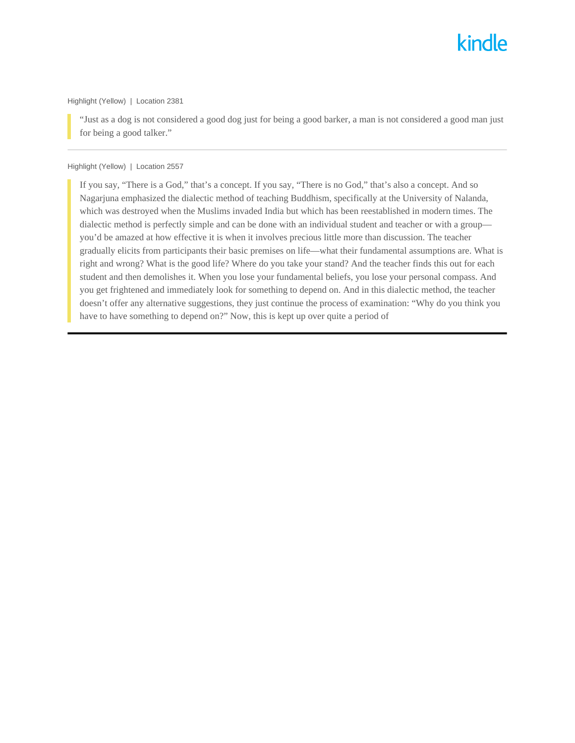Highlight (Yellow) | Location 2381

> “Just as a dog is not considered a good dog just for being a good barker, a man is not considered a good man just for being a good talker.”

---

Highlight (Yellow) | Location 2557

> If you say, “There is a God,” that’s a concept. If you say, “There is no God,” that’s also a concept. And so Nagarjuna emphasized the dialectic method of teaching Buddhism, specifically at the University of Nalanda, which was destroyed when the Muslims invaded India but which has been reestablished in modern times. The dialectic method is perfectly simple and can be done with an individual student and teacher or with a group—you’d be amazed at how effective it is when it involves precious little more than discussion. The teacher gradually elicits from participants their basic premises on life—what their fundamental assumptions are. What is right and wrong? What is the good life? Where do you take your stand? And the teacher finds this out for each student and then demolishes it. When you lose your fundamental beliefs, you lose your personal compass. And you get frightened and immediately look for something to depend on. And in this dialectic method, the teacher doesn’t offer any alternative suggestions, they just continue the process of examination: “Why do you think you have to have something to depend on?” Now, this is kept up over quite a period of